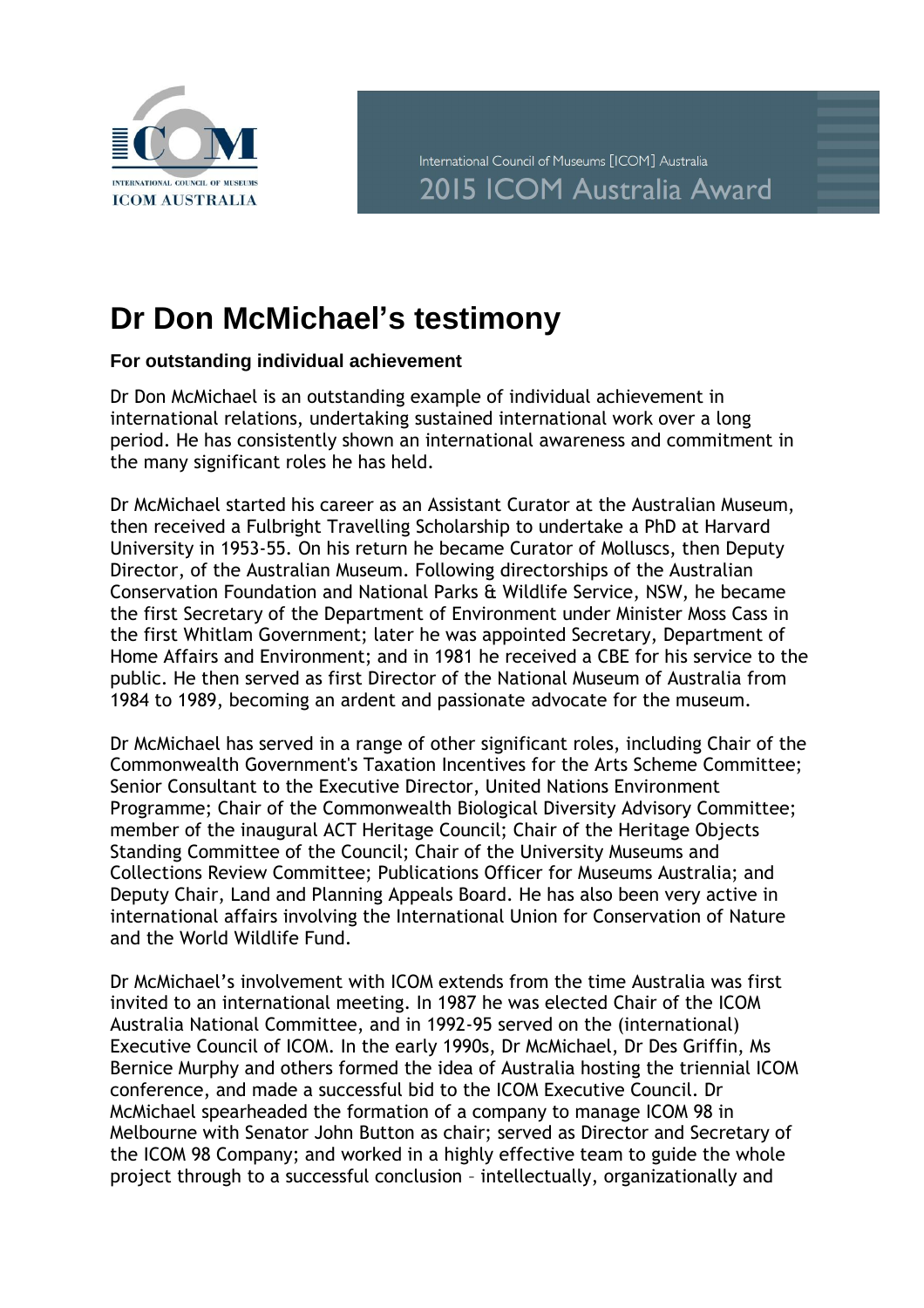International Council of Museums [ICOM] Australia

2015 ICOM Australia Award

# Dr Don McMichael's testimony

**For outstanding individual achievement**

Dr Don McMichael is an outstanding example of individual achievement in international relations, undertaking sustained international work over a long period. He has consistently shown an international awareness and commitment in the many significant roles he has held.

Dr McMichael started his career as an Assistant Curator at the Australian Museum, then received a Fulbright Travelling Scholarship to undertake a PhD at Harvard University in 1953-55. On his return he became Curator of Molluscs, then Deputy Director, of the Australian Museum. Following directorships of the Australian Conservation Foundation and National Parks & Wildlife Service, NSW, he became the first Secretary of the Department of Environment under Minister Moss Cass in the first Whitlam Government; later he was appointed Secretary, Department of Home Affairs and Environment; and in 1981 he received a CBE for his service to the public. He then served as first Director of the National Museum of Australia from 1984 to 1989, becoming an ardent and passionate advocate for the museum.

Dr McMichael has served in a range of other significant roles, including Chair of the Commonwealth Government's Taxation Incentives for the Arts Scheme Committee; Senior Consultant to the Executive Director, United Nations Environment Programme; Chair of the Commonwealth Biological Diversity Advisory Committee; member of the inaugural ACT Heritage Council; Chair of the Heritage Objects Standing Committee of the Council; Chair of the University Museums and Collections Review Committee; Publications Officer for Museums Australia; and Deputy Chair, Land and Planning Appeals Board. He has also been very active in international affairs involving the International Union for Conservation of Nature and the World Wildlife Fund.

Dr McMichael's involvement with ICOM extends from the time Australia was first invited to an international meeting. In 1987 he was elected Chair of the ICOM Australia National Committee, and in 1992-95 served on the (international) Executive Council of ICOM. In the early 1990s, Dr McMichael, Dr Des Griffin, Ms Bernice Murphy and others formed the idea of Australia hosting the triennial ICOM conference, and made a successful bid to the ICOM Executive Council. Dr McMichael spearheaded the formation of a company to manage ICOM 98 in Melbourne with Senator John Button as chair; served as Director and Secretary of the ICOM 98 Company; and worked in a highly effective team to guide the whole project through to a successful conclusion – intellectually, organizationally and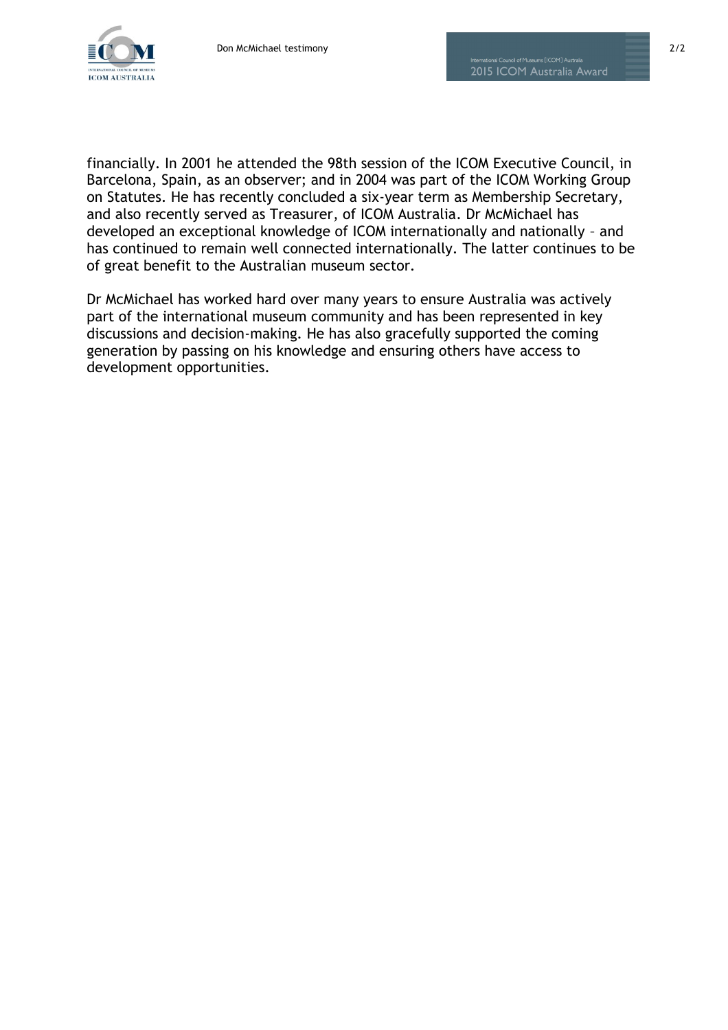financially. In 2001 he attended the 98th session of the ICOM Executive Council, in Barcelona, Spain, as an observer; and in 2004 was part of the ICOM Working Group on Statutes. He has recently concluded a six-year term as Membership Secretary, and also recently served as Treasurer, of ICOM Australia. Dr McMichael has developed an exceptional knowledge of ICOM internationally and nationally – and has continued to remain well connected internationally. The latter continues to be of great benefit to the Australian museum sector.

Dr McMichael has worked hard over many years to ensure Australia was actively part of the international museum community and has been represented in key discussions and decision-making. He has also gracefully supported the coming generation by passing on his knowledge and ensuring others have access to development opportunities.